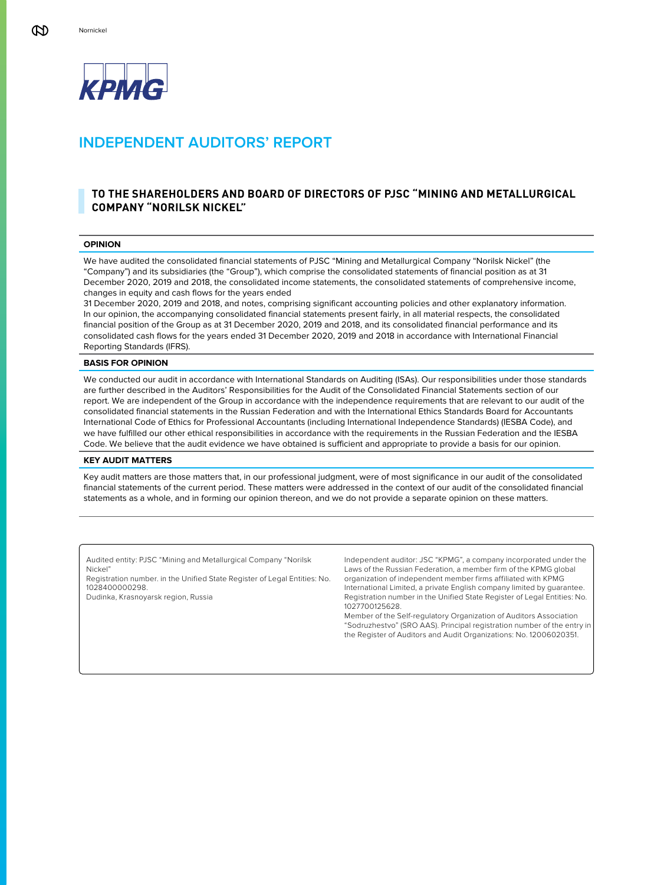# INDEPENDENT AUDITORS' REPORT

## TO THE SHAREHOLDERS AND BOARD OF DIRECTORS OF PJSC "MINING AND METALLURGICAL COMPANY "NORILSK NICKEL"

### OPINION

We have audited the consolidated financial statements of PJSC "Mining and Metallurgical Company "Norilsk Nickel" (the "Company") and its subsidiaries (the "Group"), which comprise the consolidated statements of financial position as at 31 December 2020, 2019 and 2018, the consolidated income statements, the consolidated statements of comprehensive income, changes in equity and cash flows for the years ended 31 December 2020, 2019 and 2018, and notes, comprising significant accounting policies and other explanatory information.

In our opinion, the accompanying consolidated financial statements present fairly, in all material respects, the consolidated financial position of the Group as at 31 December 2020, 2019 and 2018, and its consolidated financial performance and its consolidated cash flows for the years ended 31 December 2020, 2019 and 2018 in accordance with International Financial Reporting Standards (IFRS).

### BASIS FOR OPINION

We conducted our audit in accordance with International Standards on Auditing (ISAs). Our responsibilities under those standards are further described in the Auditors' Responsibilities for the Audit of the Consolidated Financial Statements section of our report. We are independent of the Group in accordance with the independence requirements that are relevant to our audit of the consolidated financial statements in the Russian Federation and with the International Ethics Standards Board for Accountants International Code of Ethics for Professional Accountants (including International Independence Standards) (IESBA Code), and we have fulfilled our other ethical responsibilities in accordance with the requirements in the Russian Federation and the IESBA Code. We believe that the audit evidence we have obtained is sufficient and appropriate to provide a basis for our opinion.

### KEY AUDIT MATTERS

Key audit matters are those matters that, in our professional judgment, were of most significance in our audit of the consolidated financial statements of the current period. These matters were addressed in the context of our audit of the consolidated financial statements as a whole, and in forming our opinion thereon, and we do not provide a separate opinion on these matters.

Audited entity: PJSC "Mining and Metallurgical Company "Norilsk Nickel"
Registration number. in the Unified State Register of Legal Entities: No. 1028400000298.
Dudinka, Krasnoyarsk region, Russia

Independent auditor: JSC "KPMG", a company incorporated under the Laws of the Russian Federation, a member firm of the KPMG global organization of independent member firms affiliated with KPMG International Limited, a private English company limited by guarantee. Registration number in the Unified State Register of Legal Entities: No. 1027700125628.
Member of the Self-regulatory Organization of Auditors Association "Sodruzhestvo" (SRO AAS). Principal registration number of the entry in the Register of Auditors and Audit Organizations: No. 12006020351.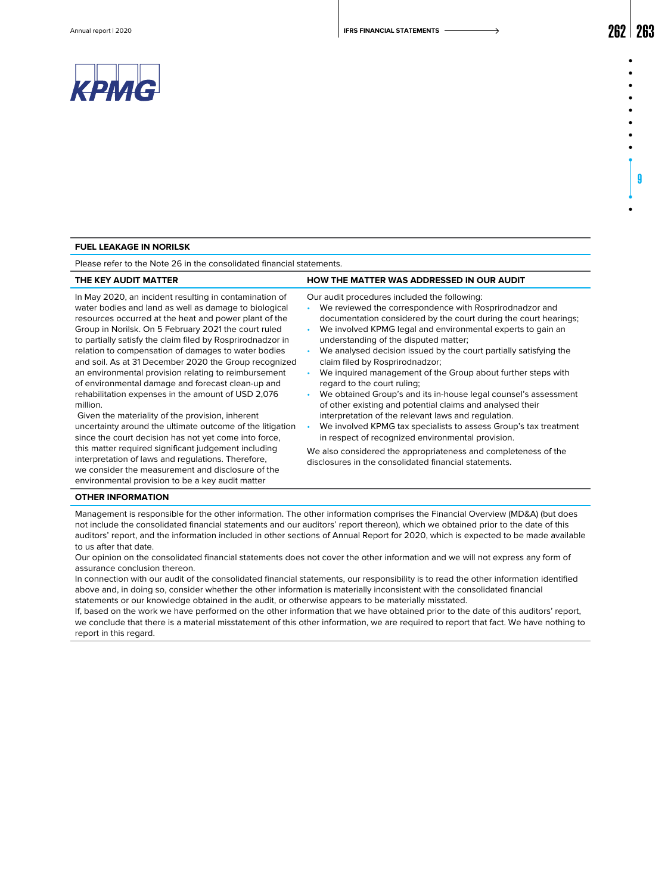KPMG

## FUEL LEAKAGE IN NORILSK

Please refer to the Note 26 in the consolidated financial statements.

| THE KEY AUDIT MATTER | HOW THE MATTER WAS ADDRESSED IN OUR AUDIT |
| --- | --- |
| In May 2020, an incident resulting in contamination of water bodies and land as well as damage to biological resources occurred at the heat and power plant of the Group in Norilsk. On 5 February 2021 the court ruled to partially satisfy the claim filed by Rosprirodnadzor in relation to compensation of damages to water bodies and soil. As at 31 December 2020 the Group recognized an environmental provision relating to reimbursement of environmental damage and forecast clean-up and rehabilitation expenses in the amount of USD 2,076 million.<br><br>Given the materiality of the provision, inherent uncertainty around the ultimate outcome of the litigation since the court decision has not yet come into force, this matter required significant judgement including interpretation of laws and regulations. Therefore, we consider the measurement and disclosure of the environmental provision to be a key audit matter | Our audit procedures included the following:<br>• We reviewed the correspondence with Rosprirodnadzor and documentation considered by the court during the court hearings;<br>• We involved KPMG legal and environmental experts to gain an understanding of the disputed matter;<br>• We analysed decision issued by the court partially satisfying the claim filed by Rosprirodnadzor;<br>• We inquired management of the Group about further steps with regard to the court ruling;<br>• We obtained Group's and its in-house legal counsel's assessment of other existing and potential claims and analysed their interpretation of the relevant laws and regulation.<br>• We involved KPMG tax specialists to assess Group's tax treatment in respect of recognized environmental provision.<br><br>We also considered the appropriateness and completeness of the disclosures in the consolidated financial statements. |

## OTHER INFORMATION

Management is responsible for the other information. The other information comprises the Financial Overview (MD&A) (but does not include the consolidated financial statements and our auditors' report thereon), which we obtained prior to the date of this auditors' report, and the information included in other sections of Annual Report for 2020, which is expected to be made available to us after that date.

Our opinion on the consolidated financial statements does not cover the other information and we will not express any form of assurance conclusion thereon.

In connection with our audit of the consolidated financial statements, our responsibility is to read the other information identified above and, in doing so, consider whether the other information is materially inconsistent with the consolidated financial statements or our knowledge obtained in the audit, or otherwise appears to be materially misstated.

If, based on the work we have performed on the other information that we have obtained prior to the date of this auditors' report, we conclude that there is a material misstatement of this other information, we are required to report that fact. We have nothing to report in this regard.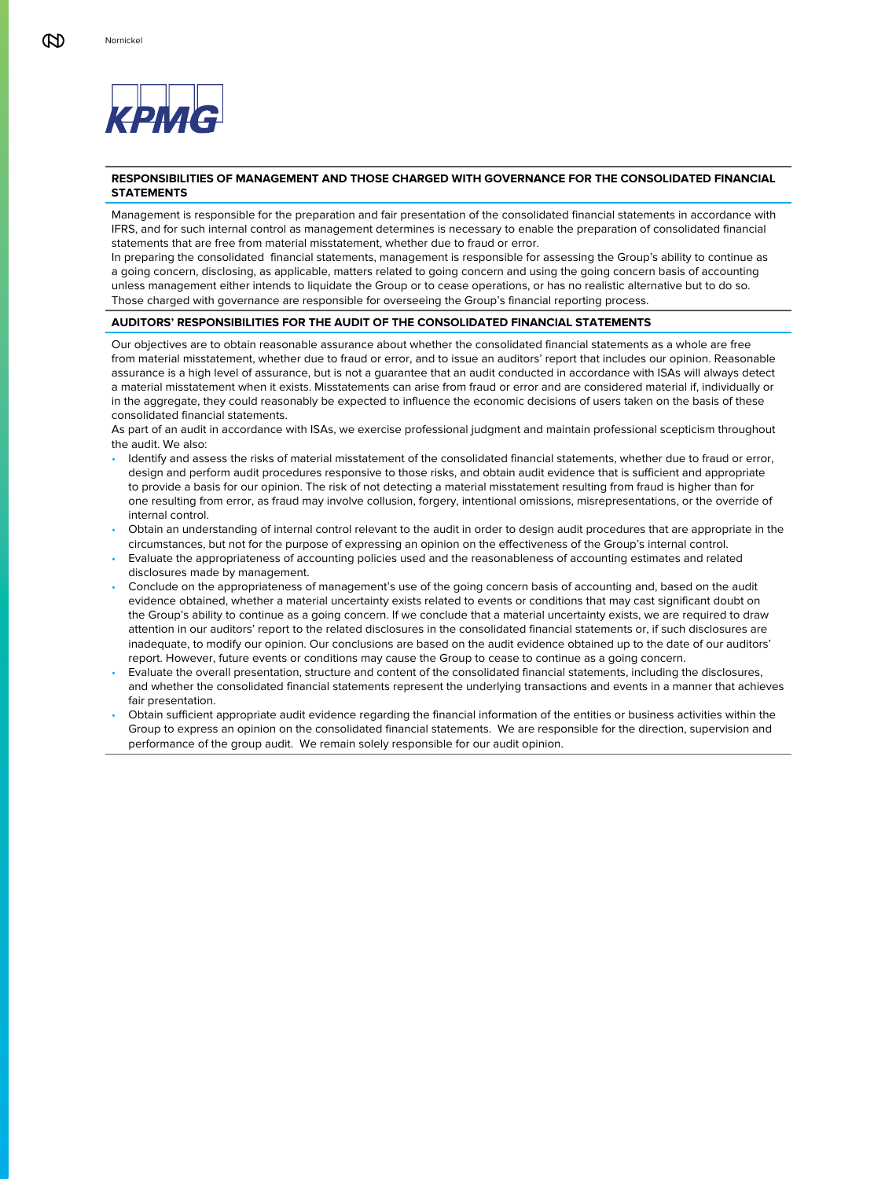## RESPONSIBILITIES OF MANAGEMENT AND THOSE CHARGED WITH GOVERNANCE FOR THE CONSOLIDATED FINANCIAL STATEMENTS

Management is responsible for the preparation and fair presentation of the consolidated financial statements in accordance with IFRS, and for such internal control as management determines is necessary to enable the preparation of consolidated financial statements that are free from material misstatement, whether due to fraud or error.

In preparing the consolidated financial statements, management is responsible for assessing the Group's ability to continue as a going concern, disclosing, as applicable, matters related to going concern and using the going concern basis of accounting unless management either intends to liquidate the Group or to cease operations, or has no realistic alternative but to do so.

Those charged with governance are responsible for overseeing the Group's financial reporting process.

## AUDITORS' RESPONSIBILITIES FOR THE AUDIT OF THE CONSOLIDATED FINANCIAL STATEMENTS

Our objectives are to obtain reasonable assurance about whether the consolidated financial statements as a whole are free from material misstatement, whether due to fraud or error, and to issue an auditors' report that includes our opinion. Reasonable assurance is a high level of assurance, but is not a guarantee that an audit conducted in accordance with ISAs will always detect a material misstatement when it exists. Misstatements can arise from fraud or error and are considered material if, individually or in the aggregate, they could reasonably be expected to influence the economic decisions of users taken on the basis of these consolidated financial statements.

As part of an audit in accordance with ISAs, we exercise professional judgment and maintain professional scepticism throughout the audit. We also:

- Identify and assess the risks of material misstatement of the consolidated financial statements, whether due to fraud or error, design and perform audit procedures responsive to those risks, and obtain audit evidence that is sufficient and appropriate to provide a basis for our opinion. The risk of not detecting a material misstatement resulting from fraud is higher than for one resulting from error, as fraud may involve collusion, forgery, intentional omissions, misrepresentations, or the override of internal control.
- Obtain an understanding of internal control relevant to the audit in order to design audit procedures that are appropriate in the circumstances, but not for the purpose of expressing an opinion on the effectiveness of the Group's internal control.
- Evaluate the appropriateness of accounting policies used and the reasonableness of accounting estimates and related disclosures made by management.
- Conclude on the appropriateness of management's use of the going concern basis of accounting and, based on the audit evidence obtained, whether a material uncertainty exists related to events or conditions that may cast significant doubt on the Group's ability to continue as a going concern. If we conclude that a material uncertainty exists, we are required to draw attention in our auditors' report to the related disclosures in the consolidated financial statements or, if such disclosures are inadequate, to modify our opinion. Our conclusions are based on the audit evidence obtained up to the date of our auditors' report. However, future events or conditions may cause the Group to cease to continue as a going concern.
- Evaluate the overall presentation, structure and content of the consolidated financial statements, including the disclosures, and whether the consolidated financial statements represent the underlying transactions and events in a manner that achieves fair presentation.
- Obtain sufficient appropriate audit evidence regarding the financial information of the entities or business activities within the Group to express an opinion on the consolidated financial statements. We are responsible for the direction, supervision and performance of the group audit. We remain solely responsible for our audit opinion.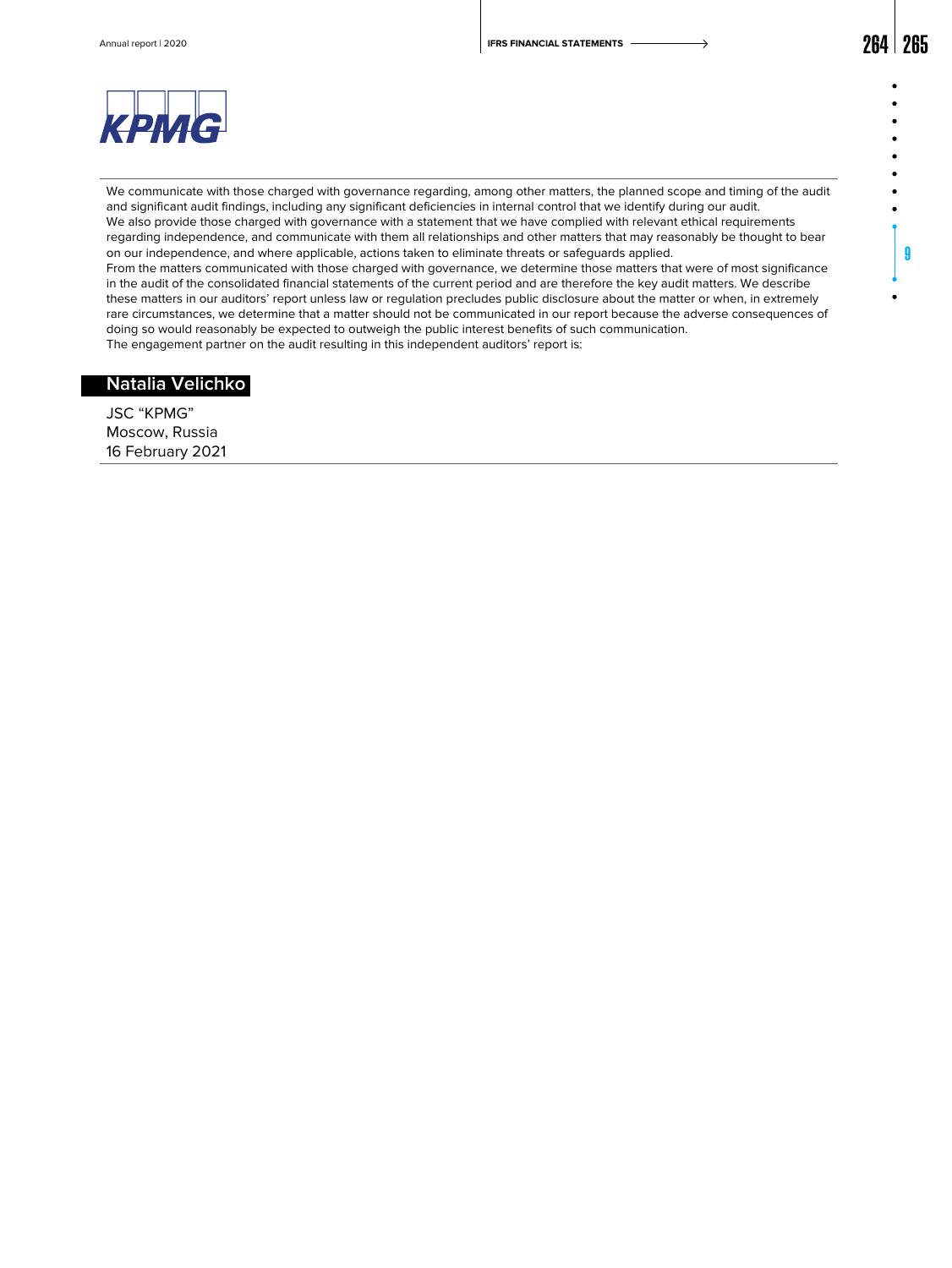We communicate with those charged with governance regarding, among other matters, the planned scope and timing of the audit and significant audit findings, including any significant deficiencies in internal control that we identify during our audit.

We also provide those charged with governance with a statement that we have complied with relevant ethical requirements regarding independence, and communicate with them all relationships and other matters that may reasonably be thought to bear on our independence, and where applicable, actions taken to eliminate threats or safeguards applied.

From the matters communicated with those charged with governance, we determine those matters that were of most significance in the audit of the consolidated financial statements of the current period and are therefore the key audit matters. We describe these matters in our auditors' report unless law or regulation precludes public disclosure about the matter or when, in extremely rare circumstances, we determine that a matter should not be communicated in our report because the adverse consequences of doing so would reasonably be expected to outweigh the public interest benefits of such communication.

The engagement partner on the audit resulting in this independent auditors' report is:

**Natalia Velichko**

JSC "KPMG"
Moscow, Russia
16 February 2021